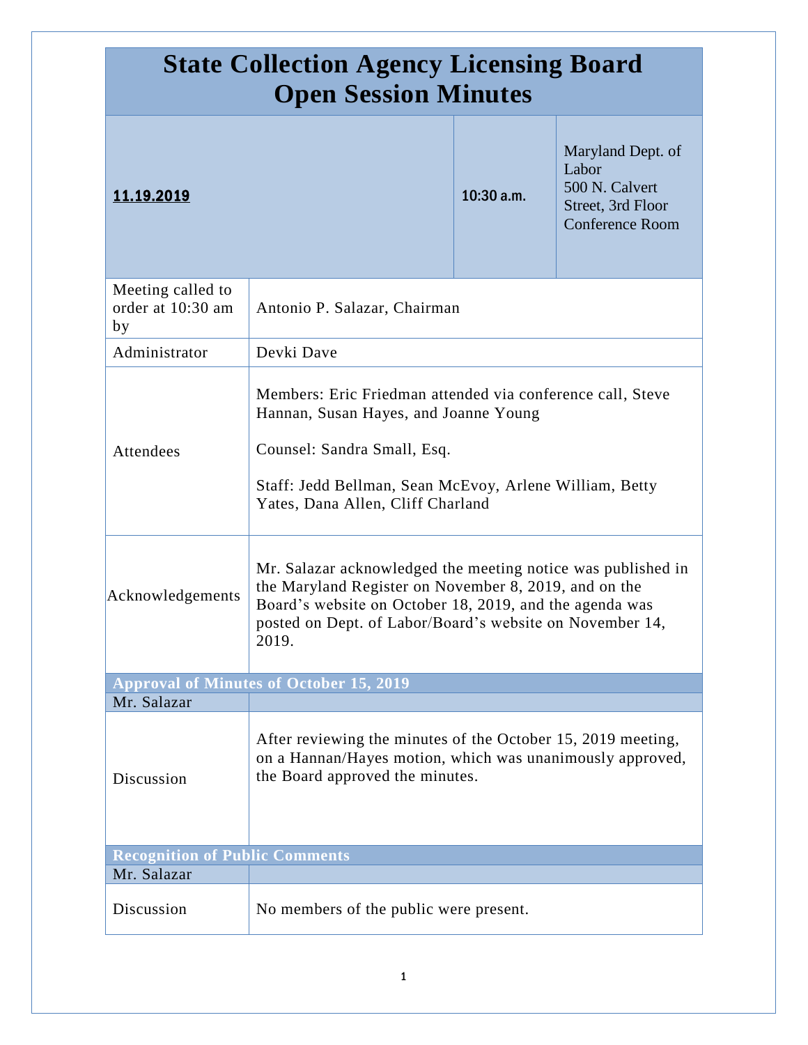# State Collection Agency Licensing Board Open Session Minutes

| **11.19.2019** | **10:30 a.m.** | Maryland Dept. of Labor 500 N. Calvert Street, 3rd Floor Conference Room |
|---|---|---|

| | |
|---|---|
| Meeting called to order at 10:30 am by | Antonio P. Salazar, Chairman |
| Administrator | Devki Dave |
| Attendees | Members: Eric Friedman attended via conference call, Steve Hannan, Susan Hayes, and Joanne Young<br><br>Counsel: Sandra Small, Esq.<br><br>Staff: Jedd Bellman, Sean McEvoy, Arlene William, Betty Yates, Dana Allen, Cliff Charland |
| Acknowledgements | Mr. Salazar acknowledged the meeting notice was published in the Maryland Register on November 8, 2019, and on the Board's website on October 18, 2019, and the agenda was posted on Dept. of Labor/Board's website on November 14, 2019. |

**Approval of Minutes of October 15, 2019**

| Mr. Salazar | |
|---|---|
| Discussion | After reviewing the minutes of the October 15, 2019 meeting, on a Hannan/Hayes motion, which was unanimously approved, the Board approved the minutes. |

**Recognition of Public Comments**

| Mr. Salazar | |
|---|---|
| Discussion | No members of the public were present. |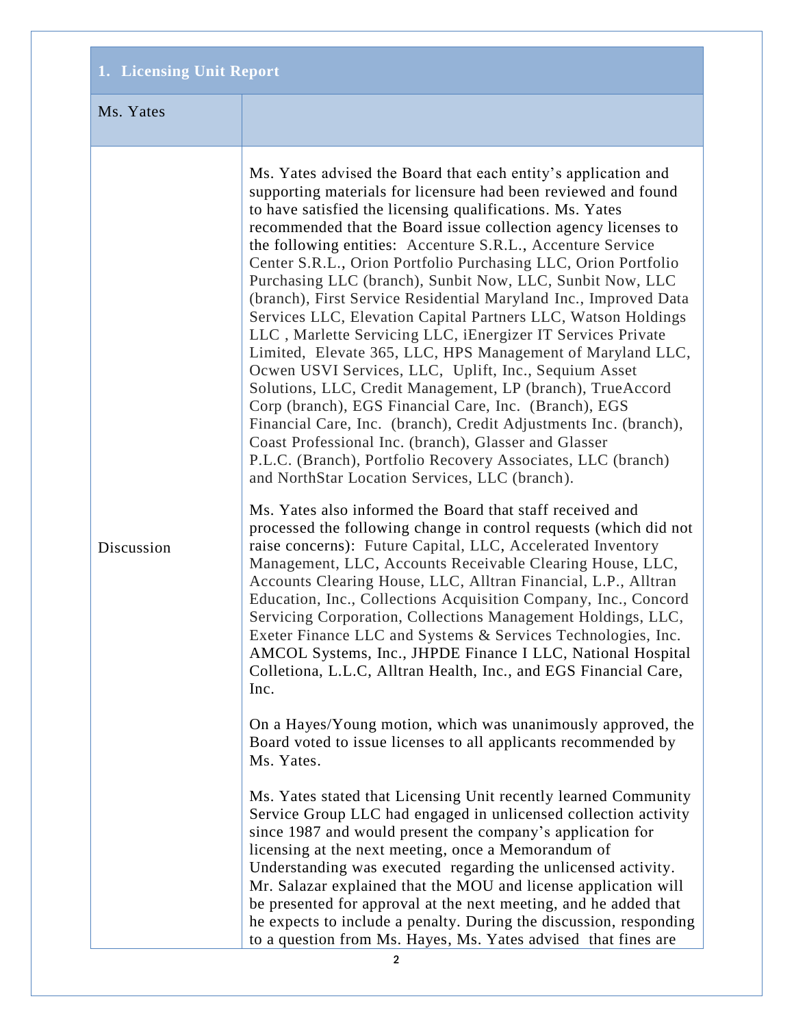| 1. Licensing Unit Report | |
|---|---|
| Ms. Yates | |
| Discussion | Ms. Yates advised the Board that each entity's application and supporting materials for licensure had been reviewed and found to have satisfied the licensing qualifications. Ms. Yates recommended that the Board issue collection agency licenses to the following entities: Accenture S.R.L., Accenture Service Center S.R.L., Orion Portfolio Purchasing LLC, Orion Portfolio Purchasing LLC (branch), Sunbit Now, LLC, Sunbit Now, LLC (branch), First Service Residential Maryland Inc., Improved Data Services LLC, Elevation Capital Partners LLC, Watson Holdings LLC , Marlette Servicing LLC, iEnergizer IT Services Private Limited, Elevate 365, LLC, HPS Management of Maryland LLC, Ocwen USVI Services, LLC, Uplift, Inc., Sequium Asset Solutions, LLC, Credit Management, LP (branch), TrueAccord Corp (branch), EGS Financial Care, Inc. (Branch), EGS Financial Care, Inc. (branch), Credit Adjustments Inc. (branch), Coast Professional Inc. (branch), Glasser and Glasser P.L.C. (Branch), Portfolio Recovery Associates, LLC (branch) and NorthStar Location Services, LLC (branch).<br><br>Ms. Yates also informed the Board that staff received and processed the following change in control requests (which did not raise concerns): Future Capital, LLC, Accelerated Inventory Management, LLC, Accounts Receivable Clearing House, LLC, Accounts Clearing House, LLC, Alltran Financial, L.P., Alltran Education, Inc., Collections Acquisition Company, Inc., Concord Servicing Corporation, Collections Management Holdings, LLC, Exeter Finance LLC and Systems & Services Technologies, Inc. AMCOL Systems, Inc., JHPDE Finance I LLC, National Hospital Colletiona, L.L.C, Alltran Health, Inc., and EGS Financial Care, Inc.<br><br>On a Hayes/Young motion, which was unanimously approved, the Board voted to issue licenses to all applicants recommended by Ms. Yates.<br><br>Ms. Yates stated that Licensing Unit recently learned Community Service Group LLC had engaged in unlicensed collection activity since 1987 and would present the company's application for licensing at the next meeting, once a Memorandum of Understanding was executed regarding the unlicensed activity. Mr. Salazar explained that the MOU and license application will be presented for approval at the next meeting, and he added that he expects to include a penalty. During the discussion, responding to a question from Ms. Hayes, Ms. Yates advised that fines are |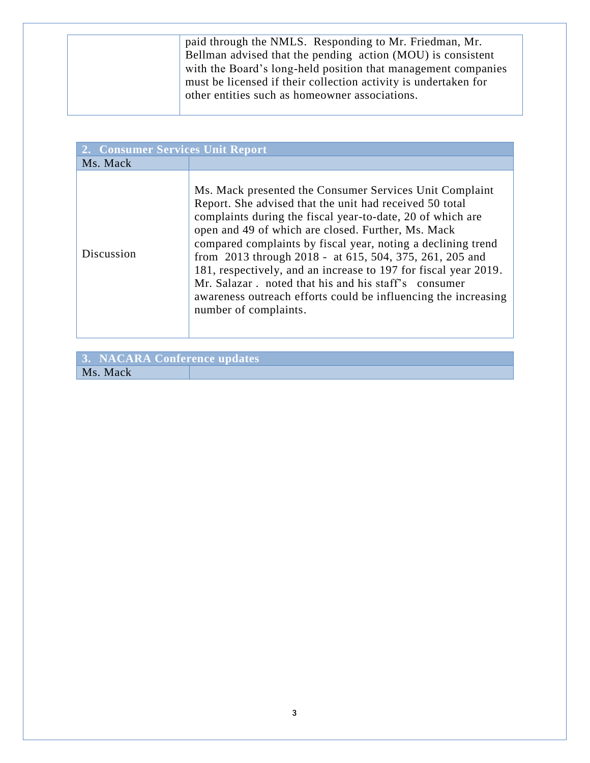| | |
|---|---|
| | paid through the NMLS. Responding to Mr. Friedman, Mr. Bellman advised that the pending action (MOU) is consistent with the Board's long-held position that management companies must be licensed if their collection activity is undertaken for other entities such as homeowner associations. |

| 2. Consumer Services Unit Report | |
|---|---|
| Ms. Mack | |
| Discussion | Ms. Mack presented the Consumer Services Unit Complaint Report. She advised that the unit had received 50 total complaints during the fiscal year-to-date, 20 of which are open and 49 of which are closed. Further, Ms. Mack compared complaints by fiscal year, noting a declining trend from 2013 through 2018 - at 615, 504, 375, 261, 205 and 181, respectively, and an increase to 197 for fiscal year 2019. Mr. Salazar . noted that his and his staff's consumer awareness outreach efforts could be influencing the increasing number of complaints. |

| 3. NACARA Conference updates | |
|---|---|
| Ms. Mack | |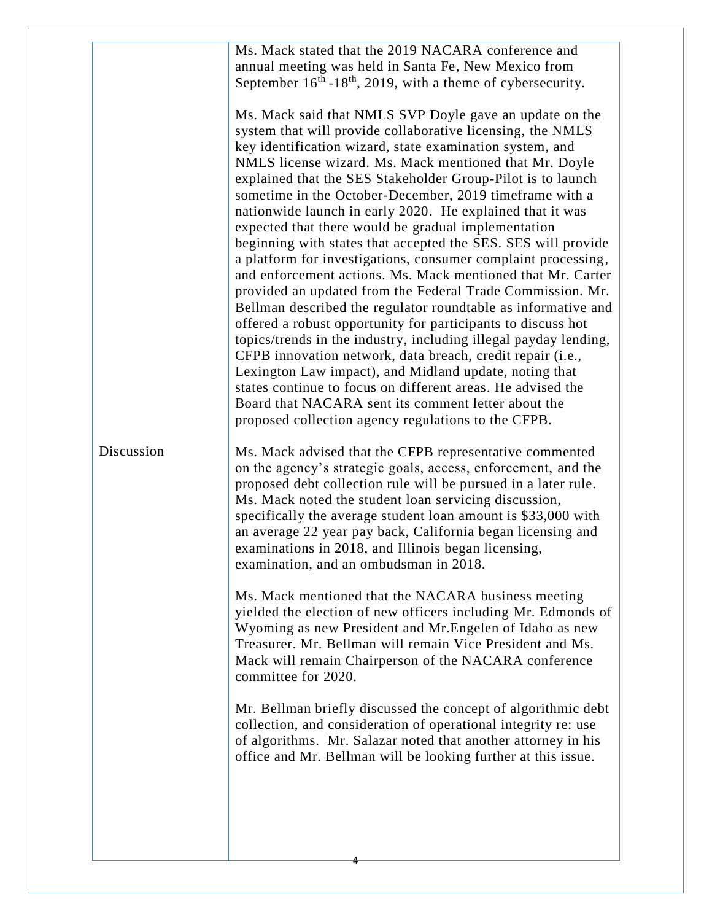| | |
|---|---|
| | Ms. Mack stated that the 2019 NACARA conference and annual meeting was held in Santa Fe, New Mexico from September 16$^{th}$ -18$^{th}$, 2019, with a theme of cybersecurity.<br><br>Ms. Mack said that NMLS SVP Doyle gave an update on the system that will provide collaborative licensing, the NMLS key identification wizard, state examination system, and NMLS license wizard. Ms. Mack mentioned that Mr. Doyle explained that the SES Stakeholder Group-Pilot is to launch sometime in the October-December, 2019 timeframe with a nationwide launch in early 2020. He explained that it was expected that there would be gradual implementation beginning with states that accepted the SES. SES will provide a platform for investigations, consumer complaint processing, and enforcement actions. Ms. Mack mentioned that Mr. Carter provided an updated from the Federal Trade Commission. Mr. Bellman described the regulator roundtable as informative and offered a robust opportunity for participants to discuss hot topics/trends in the industry, including illegal payday lending, CFPB innovation network, data breach, credit repair (i.e., Lexington Law impact), and Midland update, noting that states continue to focus on different areas. He advised the Board that NACARA sent its comment letter about the proposed collection agency regulations to the CFPB. |
| Discussion | Ms. Mack advised that the CFPB representative commented on the agency's strategic goals, access, enforcement, and the proposed debt collection rule will be pursued in a later rule. Ms. Mack noted the student loan servicing discussion, specifically the average student loan amount is $33,000 with an average 22 year pay back, California began licensing and examinations in 2018, and Illinois began licensing, examination, and an ombudsman in 2018.<br><br>Ms. Mack mentioned that the NACARA business meeting yielded the election of new officers including Mr. Edmonds of Wyoming as new President and Mr.Engelen of Idaho as new Treasurer. Mr. Bellman will remain Vice President and Ms. Mack will remain Chairperson of the NACARA conference committee for 2020.<br><br>Mr. Bellman briefly discussed the concept of algorithmic debt collection, and consideration of operational integrity re: use of algorithms. Mr. Salazar noted that another attorney in his office and Mr. Bellman will be looking further at this issue. |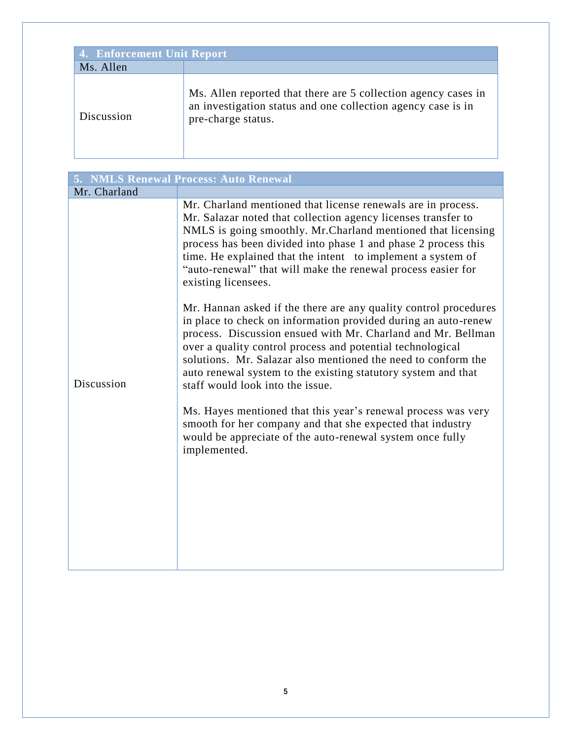| 4. Enforcement Unit Report | |
|---|---|
| Ms. Allen | |
| Discussion | Ms. Allen reported that there are 5 collection agency cases in an investigation status and one collection agency case is in pre-charge status. |

| 5. NMLS Renewal Process: Auto Renewal | |
|---|---|
| Mr. Charland | |
| Discussion | Mr. Charland mentioned that license renewals are in process. Mr. Salazar noted that collection agency licenses transfer to NMLS is going smoothly. Mr.Charland mentioned that licensing process has been divided into phase 1 and phase 2 process this time. He explained that the intent to implement a system of "auto-renewal" that will make the renewal process easier for existing licensees.<br><br>Mr. Hannan asked if the there are any quality control procedures in place to check on information provided during an auto-renew process. Discussion ensued with Mr. Charland and Mr. Bellman over a quality control process and potential technological solutions. Mr. Salazar also mentioned the need to conform the auto renewal system to the existing statutory system and that staff would look into the issue.<br><br>Ms. Hayes mentioned that this year's renewal process was very smooth for her company and that she expected that industry would be appreciate of the auto-renewal system once fully implemented. |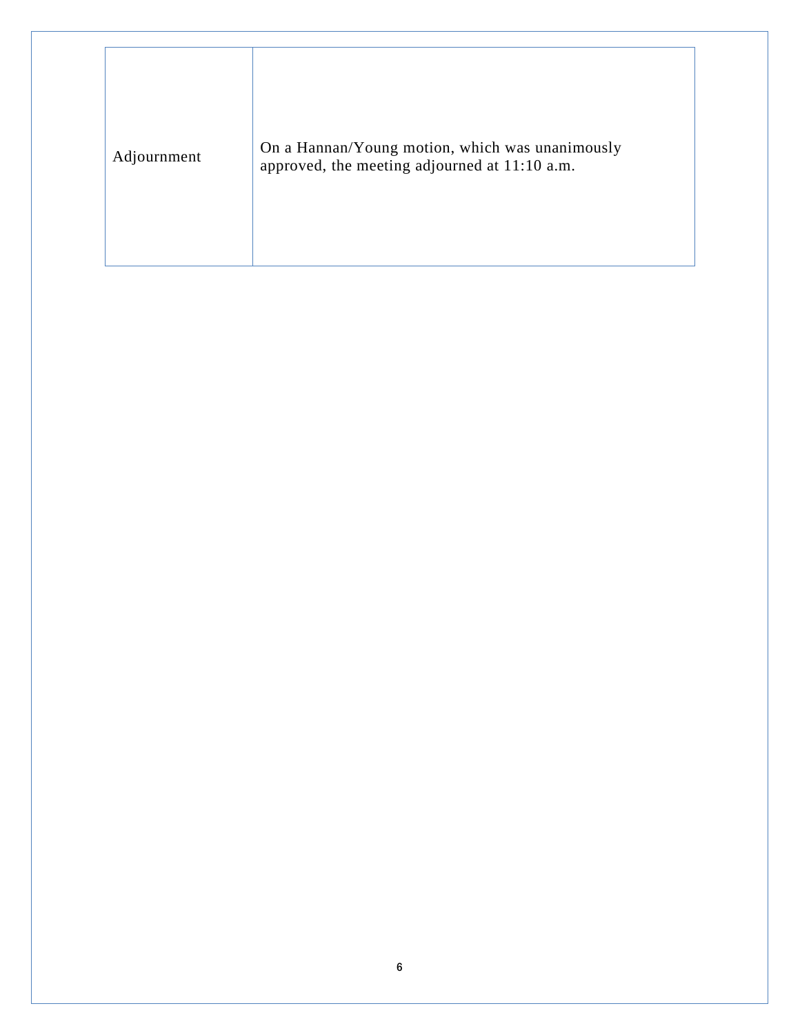| | |
|---|---|
| Adjournment | On a Hannan/Young motion, which was unanimously approved, the meeting adjourned at 11:10 a.m. |